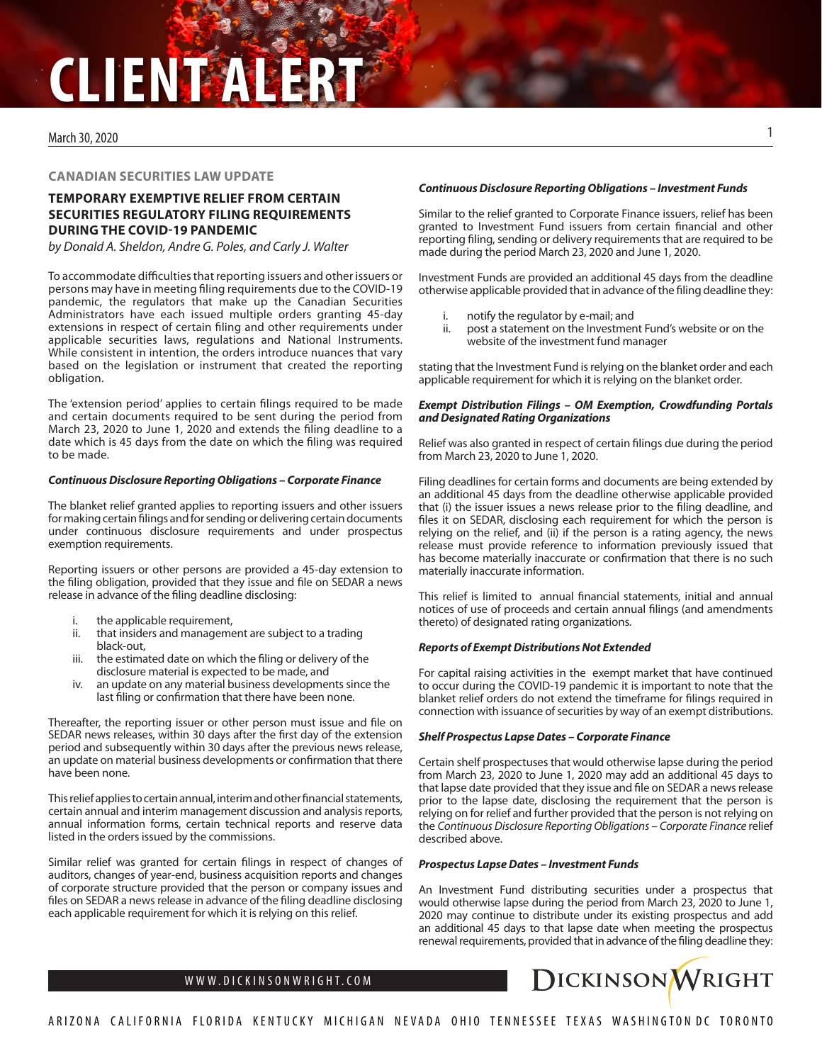# CLIENT ALERT

March 30, 2020

## CANADIAN SECURITIES LAW UPDATE

## TEMPORARY EXEMPTIVE RELIEF FROM CERTAIN SECURITIES REGULATORY FILING REQUIREMENTS DURING THE COVID-19 PANDEMIC

*by Donald A. Sheldon, Andre G. Poles, and Carly J. Walter*

To accommodate difficulties that reporting issuers and other issuers or persons may have in meeting filing requirements due to the COVID-19 pandemic, the regulators that make up the Canadian Securities Administrators have each issued multiple orders granting 45-day extensions in respect of certain filing and other requirements under applicable securities laws, regulations and National Instruments. While consistent in intention, the orders introduce nuances that vary based on the legislation or instrument that created the reporting obligation.

The 'extension period' applies to certain filings required to be made and certain documents required to be sent during the period from March 23, 2020 to June 1, 2020 and extends the filing deadline to a date which is 45 days from the date on which the filing was required to be made.

### *Continuous Disclosure Reporting Obligations – Corporate Finance*

The blanket relief granted applies to reporting issuers and other issuers for making certain filings and for sending or delivering certain documents under continuous disclosure requirements and under prospectus exemption requirements.

Reporting issuers or other persons are provided a 45-day extension to the filing obligation, provided that they issue and file on SEDAR a news release in advance of the filing deadline disclosing:

i. the applicable requirement,
ii. that insiders and management are subject to a trading black-out,
iii. the estimated date on which the filing or delivery of the disclosure material is expected to be made, and
iv. an update on any material business developments since the last filing or confirmation that there have been none.

Thereafter, the reporting issuer or other person must issue and file on SEDAR news releases, within 30 days after the first day of the extension period and subsequently within 30 days after the previous news release, an update on material business developments or confirmation that there have been none.

This relief applies to certain annual, interim and other financial statements, certain annual and interim management discussion and analysis reports, annual information forms, certain technical reports and reserve data listed in the orders issued by the commissions.

Similar relief was granted for certain filings in respect of changes of auditors, changes of year-end, business acquisition reports and changes of corporate structure provided that the person or company issues and files on SEDAR a news release in advance of the filing deadline disclosing each applicable requirement for which it is relying on this relief.

### *Continuous Disclosure Reporting Obligations – Investment Funds*

Similar to the relief granted to Corporate Finance issuers, relief has been granted to Investment Fund issuers from certain financial and other reporting filing, sending or delivery requirements that are required to be made during the period March 23, 2020 and June 1, 2020.

Investment Funds are provided an additional 45 days from the deadline otherwise applicable provided that in advance of the filing deadline they:

i. notify the regulator by e-mail; and
ii. post a statement on the Investment Fund's website or on the website of the investment fund manager

stating that the Investment Fund is relying on the blanket order and each applicable requirement for which it is relying on the blanket order.

### *Exempt Distribution Filings – OM Exemption, Crowdfunding Portals and Designated Rating Organizations*

Relief was also granted in respect of certain filings due during the period from March 23, 2020 to June 1, 2020.

Filing deadlines for certain forms and documents are being extended by an additional 45 days from the deadline otherwise applicable provided that (i) the issuer issues a news release prior to the filing deadline, and files it on SEDAR, disclosing each requirement for which the person is relying on the relief, and (ii) if the person is a rating agency, the news release must provide reference to information previously issued that has become materially inaccurate or confirmation that there is no such materially inaccurate information.

This relief is limited to annual financial statements, initial and annual notices of use of proceeds and certain annual filings (and amendments thereto) of designated rating organizations.

### *Reports of Exempt Distributions Not Extended*

For capital raising activities in the exempt market that have continued to occur during the COVID-19 pandemic it is important to note that the blanket relief orders do not extend the timeframe for filings required in connection with issuance of securities by way of an exempt distributions.

### *Shelf Prospectus Lapse Dates – Corporate Finance*

Certain shelf prospectuses that would otherwise lapse during the period from March 23, 2020 to June 1, 2020 may add an additional 45 days to that lapse date provided that they issue and file on SEDAR a news release prior to the lapse date, disclosing the requirement that the person is relying on for relief and further provided that the person is not relying on the *Continuous Disclosure Reporting Obligations – Corporate Finance* relief described above.

### *Prospectus Lapse Dates – Investment Funds*

An Investment Fund distributing securities under a prospectus that would otherwise lapse during the period from March 23, 2020 to June 1, 2020 may continue to distribute under its existing prospectus and add an additional 45 days to that lapse date when meeting the prospectus renewal requirements, provided that in advance of the filing deadline they: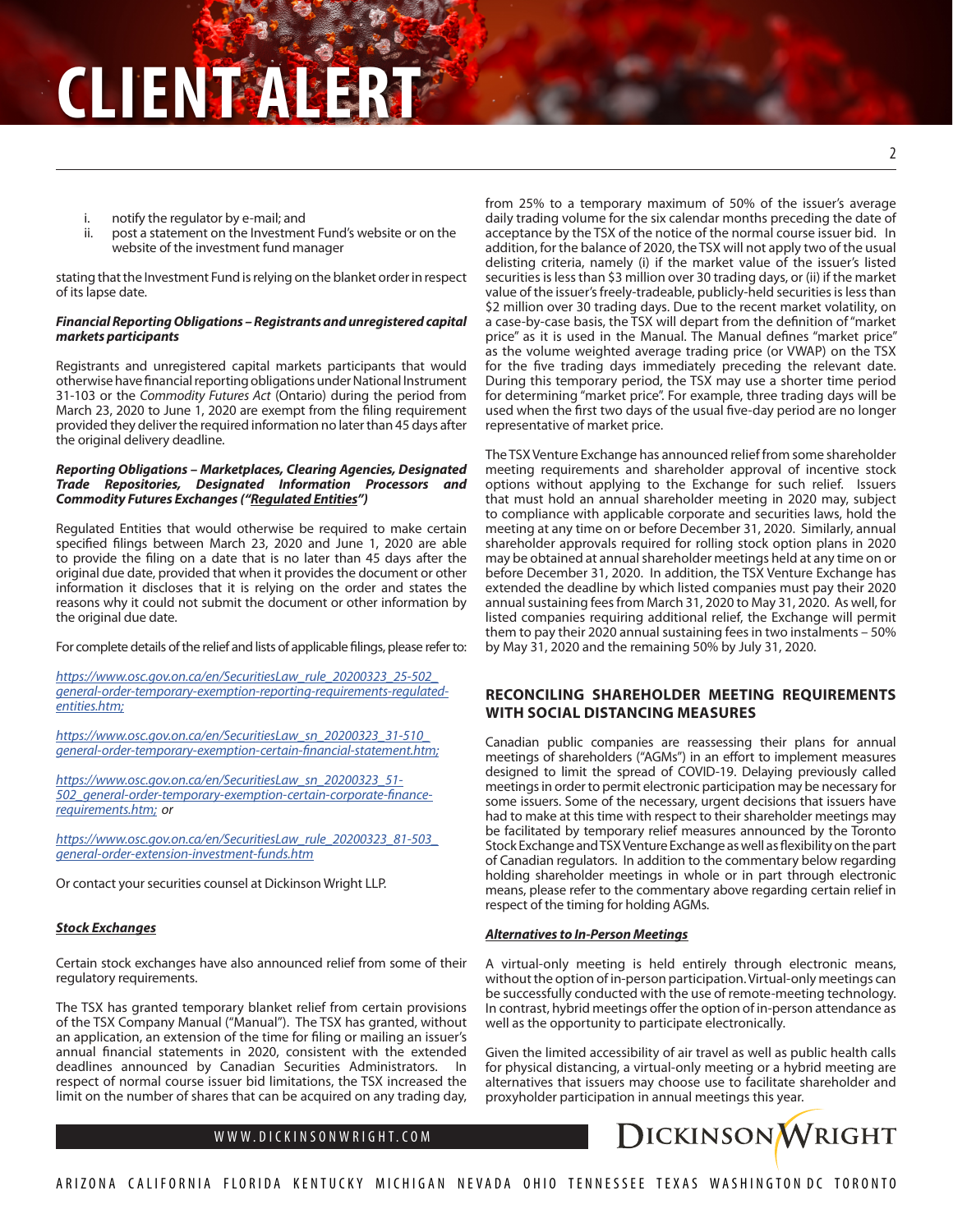i. notify the regulator by e-mail; and
ii. post a statement on the Investment Fund's website or on the website of the investment fund manager

stating that the Investment Fund is relying on the blanket order in respect of its lapse date.

***Financial Reporting Obligations – Registrants and unregistered capital markets participants***

Registrants and unregistered capital markets participants that would otherwise have financial reporting obligations under National Instrument 31-103 or the *Commodity Futures Act* (Ontario) during the period from March 23, 2020 to June 1, 2020 are exempt from the filing requirement provided they deliver the required information no later than 45 days after the original delivery deadline.

***Reporting Obligations – Marketplaces, Clearing Agencies, Designated Trade Repositories, Designated Information Processors and Commodity Futures Exchanges ("Regulated Entities")***

Regulated Entities that would otherwise be required to make certain specified filings between March 23, 2020 and June 1, 2020 are able to provide the filing on a date that is no later than 45 days after the original due date, provided that when it provides the document or other information it discloses that it is relying on the order and states the reasons why it could not submit the document or other information by the original due date.

For complete details of the relief and lists of applicable filings, please refer to:

*https://www.osc.gov.on.ca/en/SecuritiesLaw_rule_20200323_25-502_general-order-temporary-exemption-reporting-requirements-regulated-entities.htm;*

*https://www.osc.gov.on.ca/en/SecuritiesLaw_sn_20200323_31-510_general-order-temporary-exemption-certain-financial-statement.htm;*

*https://www.osc.gov.on.ca/en/SecuritiesLaw_sn_20200323_51-502_general-order-temporary-exemption-certain-corporate-finance-requirements.htm; or*

*https://www.osc.gov.on.ca/en/SecuritiesLaw_rule_20200323_81-503_general-order-extension-investment-funds.htm*

Or contact your securities counsel at Dickinson Wright LLP.

***Stock Exchanges***

Certain stock exchanges have also announced relief from some of their regulatory requirements.

The TSX has granted temporary blanket relief from certain provisions of the TSX Company Manual ("Manual"). The TSX has granted, without an application, an extension of the time for filing or mailing an issuer's annual financial statements in 2020, consistent with the extended deadlines announced by Canadian Securities Administrators. In respect of normal course issuer bid limitations, the TSX increased the limit on the number of shares that can be acquired on any trading day, from 25% to a temporary maximum of 50% of the issuer's average daily trading volume for the six calendar months preceding the date of acceptance by the TSX of the notice of the normal course issuer bid. In addition, for the balance of 2020, the TSX will not apply two of the usual delisting criteria, namely (i) if the market value of the issuer's listed securities is less than $3 million over 30 trading days, or (ii) if the market value of the issuer's freely-tradeable, publicly-held securities is less than $2 million over 30 trading days. Due to the recent market volatility, on a case-by-case basis, the TSX will depart from the definition of "market price" as it is used in the Manual. The Manual defines "market price" as the volume weighted average trading price (or VWAP) on the TSX for the five trading days immediately preceding the relevant date. During this temporary period, the TSX may use a shorter time period for determining "market price". For example, three trading days will be used when the first two days of the usual five-day period are no longer representative of market price.

The TSX Venture Exchange has announced relief from some shareholder meeting requirements and shareholder approval of incentive stock options without applying to the Exchange for such relief. Issuers that must hold an annual shareholder meeting in 2020 may, subject to compliance with applicable corporate and securities laws, hold the meeting at any time on or before December 31, 2020. Similarly, annual shareholder approvals required for rolling stock option plans in 2020 may be obtained at annual shareholder meetings held at any time on or before December 31, 2020. In addition, the TSX Venture Exchange has extended the deadline by which listed companies must pay their 2020 annual sustaining fees from March 31, 2020 to May 31, 2020. As well, for listed companies requiring additional relief, the Exchange will permit them to pay their 2020 annual sustaining fees in two instalments – 50% by May 31, 2020 and the remaining 50% by July 31, 2020.

## RECONCILING SHAREHOLDER MEETING REQUIREMENTS WITH SOCIAL DISTANCING MEASURES

Canadian public companies are reassessing their plans for annual meetings of shareholders ("AGMs") in an effort to implement measures designed to limit the spread of COVID-19. Delaying previously called meetings in order to permit electronic participation may be necessary for some issuers. Some of the necessary, urgent decisions that issuers have had to make at this time with respect to their shareholder meetings may be facilitated by temporary relief measures announced by the Toronto Stock Exchange and TSX Venture Exchange as well as flexibility on the part of Canadian regulators. In addition to the commentary below regarding holding shareholder meetings in whole or in part through electronic means, please refer to the commentary above regarding certain relief in respect of the timing for holding AGMs.

***Alternatives to In-Person Meetings***

A virtual-only meeting is held entirely through electronic means, without the option of in-person participation. Virtual-only meetings can be successfully conducted with the use of remote-meeting technology. In contrast, hybrid meetings offer the option of in-person attendance as well as the opportunity to participate electronically.

Given the limited accessibility of air travel as well as public health calls for physical distancing, a virtual-only meeting or a hybrid meeting are alternatives that issuers may choose use to facilitate shareholder and proxyholder participation in annual meetings this year.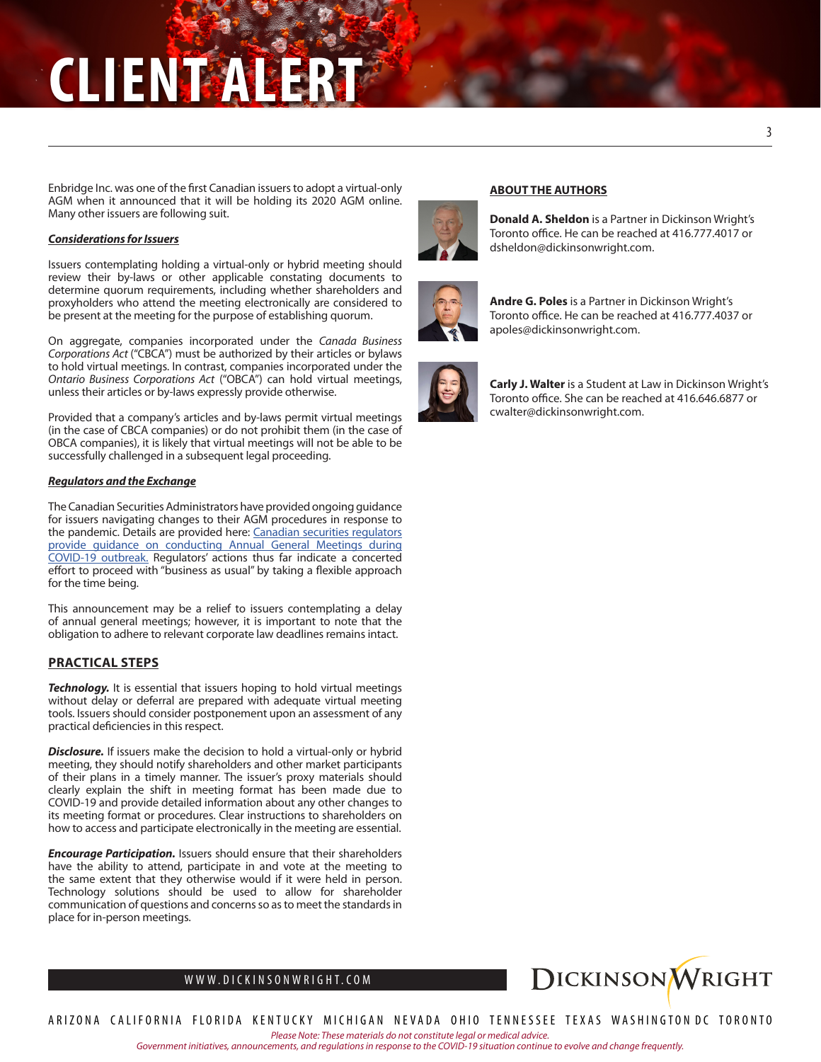Enbridge Inc. was one of the first Canadian issuers to adopt a virtual-only AGM when it announced that it will be holding its 2020 AGM online. Many other issuers are following suit.

***Considerations for Issuers***

Issuers contemplating holding a virtual-only or hybrid meeting should review their by-laws or other applicable constating documents to determine quorum requirements, including whether shareholders and proxyholders who attend the meeting electronically are considered to be present at the meeting for the purpose of establishing quorum.

On aggregate, companies incorporated under the *Canada Business Corporations Act* ("CBCA") must be authorized by their articles or bylaws to hold virtual meetings. In contrast, companies incorporated under the *Ontario Business Corporations Act* ("OBCA") can hold virtual meetings, unless their articles or by-laws expressly provide otherwise.

Provided that a company's articles and by-laws permit virtual meetings (in the case of CBCA companies) or do not prohibit them (in the case of OBCA companies), it is likely that virtual meetings will not be able to be successfully challenged in a subsequent legal proceeding.

***Regulators and the Exchange***

The Canadian Securities Administrators have provided ongoing guidance for issuers navigating changes to their AGM procedures in response to the pandemic. Details are provided here: Canadian securities regulators provide guidance on conducting Annual General Meetings during COVID-19 outbreak. Regulators' actions thus far indicate a concerted effort to proceed with "business as usual" by taking a flexible approach for the time being.

This announcement may be a relief to issuers contemplating a delay of annual general meetings; however, it is important to note that the obligation to adhere to relevant corporate law deadlines remains intact.

## PRACTICAL STEPS

***Technology.*** It is essential that issuers hoping to hold virtual meetings without delay or deferral are prepared with adequate virtual meeting tools. Issuers should consider postponement upon an assessment of any practical deficiencies in this respect.

***Disclosure.*** If issuers make the decision to hold a virtual-only or hybrid meeting, they should notify shareholders and other market participants of their plans in a timely manner. The issuer's proxy materials should clearly explain the shift in meeting format has been made due to COVID-19 and provide detailed information about any other changes to its meeting format or procedures. Clear instructions to shareholders on how to access and participate electronically in the meeting are essential.

***Encourage Participation.*** Issuers should ensure that their shareholders have the ability to attend, participate in and vote at the meeting to the same extent that they otherwise would if it were held in person. Technology solutions should be used to allow for shareholder communication of questions and concerns so as to meet the standards in place for in-person meetings.

## ABOUT THE AUTHORS

**Donald A. Sheldon** is a Partner in Dickinson Wright's Toronto office. He can be reached at 416.777.4017 or dsheldon@dickinsonwright.com.

**Andre G. Poles** is a Partner in Dickinson Wright's Toronto office. He can be reached at 416.777.4037 or apoles@dickinsonwright.com.

**Carly J. Walter** is a Student at Law in Dickinson Wright's Toronto office. She can be reached at 416.646.6877 or cwalter@dickinsonwright.com.

*Please Note: These materials do not constitute legal or medical advice.*
*Government initiatives, announcements, and regulations in response to the COVID-19 situation continue to evolve and change frequently.*